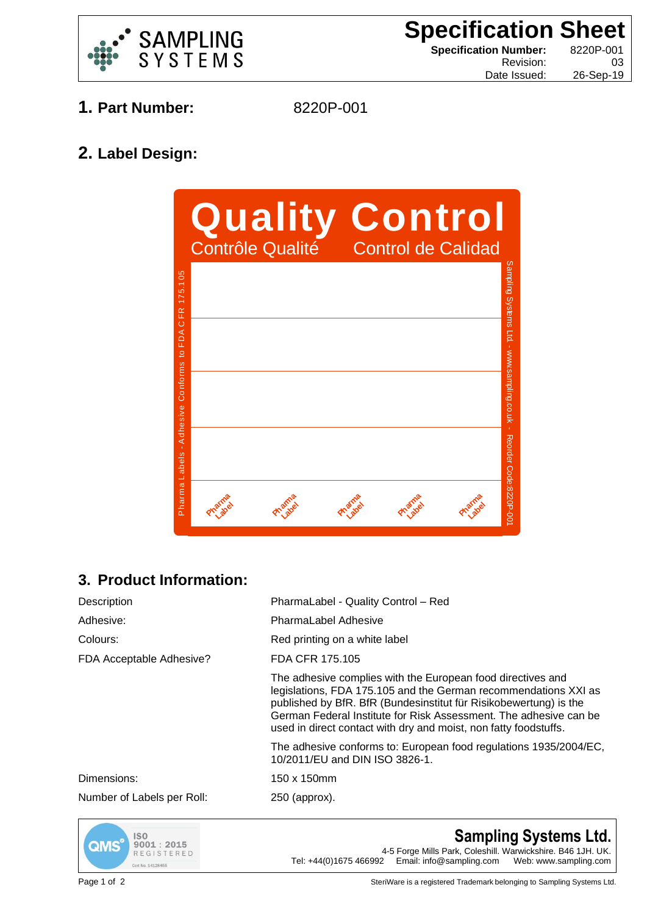# Specification Sheet

**Specification Number:** 8220P-001
Revision: 03
Date Issued: 26-Sep-19

## 1. Part Number: 8220P-001

## 2. Label Design:

**Quality Control**
Contrôle Qualité Control de Calidad

Pharma Labels - Adhesive Conforms to FDA CFR 175.105

Sampling Systems Ltd. - www.sampling.co.uk - Reorder Code:8220P-001

Pharma Label Pharma Label Pharma Label Pharma Label Pharma Label

## 3. Product Information:

| | |
|---|---|
| Description | PharmaLabel - Quality Control – Red |
| Adhesive: | PharmaLabel Adhesive |
| Colours: | Red printing on a white label |
| FDA Acceptable Adhesive? | FDA CFR 175.105 |
| | The adhesive complies with the European food directives and legislations, FDA 175.105 and the German recommendations XXI as published by BfR. BfR (Bundesinstitut für Risikobewertung) is the German Federal Institute for Risk Assessment. The adhesive can be used in direct contact with dry and moist, non fatty foodstuffs. |
| | The adhesive conforms to: European food regulations 1935/2004/EC, 10/2011/EU and DIN ISO 3826-1. |
| Dimensions: | 150 x 150mm |
| Number of Labels per Roll: | 250 (approx). |

QMS ISO 9001 : 2015 REGISTERED Cert No. 14128465

**Sampling Systems Ltd.**
4-5 Forge Mills Park, Coleshill. Warwickshire. B46 1JH. UK.
Tel: +44(0)1675 466992 Email: info@sampling.com Web: www.sampling.com

SteriWare is a registered Trademark belonging to Sampling Systems Ltd.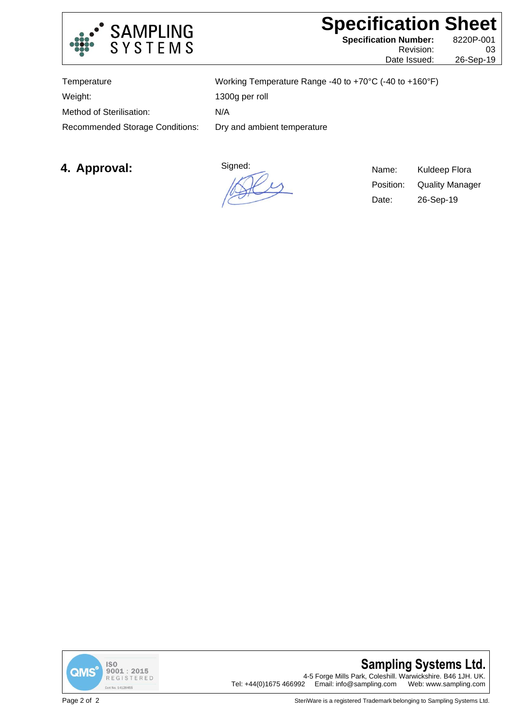| | |
|---|---|
| Temperature | Working Temperature Range -40 to +70°C (-40 to +160°F) |
| Weight: | 1300g per roll |
| Method of Sterilisation: | N/A |
| Recommended Storage Conditions: | Dry and ambient temperature |

## 4. Approval:

Signed:

| | |
|---|---|
| Name: | Kuldeep Flora |
| Position: | Quality Manager |
| Date: | 26-Sep-19 |